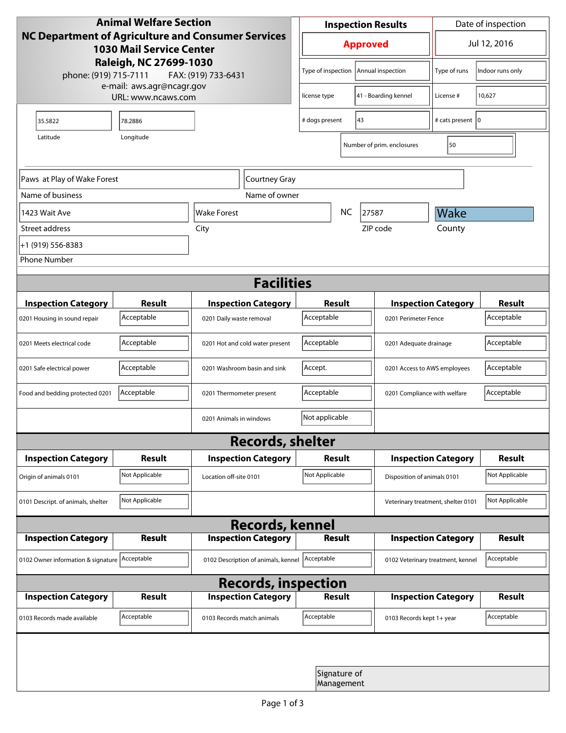# Animal Welfare Section

**NC Department of Agriculture and Consumer Services**
**1030 Mail Service Center**
**Raleigh, NC 27699-1030**

phone: (919) 715-7111 FAX: (919) 733-6431
e-mail: aws.agr@ncagr.gov
URL: www.ncaws.com

| Inspection Results | Date of inspection |
|---|---|
| **Approved** | Jul 12, 2016 |

| | | | |
|---|---|---|---|
| Type of inspection | Annual inspection | Type of runs | Indoor runs only |
| license type | 41 - Boarding kennel | License # | 10,627 |
| # dogs present | 43 | # cats present | 0 |
| Number of prim. enclosures | 50 | | |

| Latitude | Longitude |
|---|---|
| 35.5822 | 78.2886 |

| Name of business | Name of owner |
|---|---|
| Paws at Play of Wake Forest | Courtney Gray |

| Street address | City | State | ZIP code | County |
|---|---|---|---|---|
| 1423 Wait Ave | Wake Forest | NC | 27587 | Wake |

Phone Number: +1 (919) 556-8383

## Facilities

| Inspection Category | Result | Inspection Category | Result | Inspection Category | Result |
|---|---|---|---|---|---|
| 0201 Housing in sound repair | Acceptable | 0201 Daily waste removal | Acceptable | 0201 Perimeter Fence | Acceptable |
| 0201 Meets electrical code | Acceptable | 0201 Hot and cold water present | Acceptable | 0201 Adequate drainage | Acceptable |
| 0201 Safe electrical power | Acceptable | 0201 Washroom basin and sink | Accept. | 0201 Access to AWS employees | Acceptable |
| Food and bedding protected 0201 | Acceptable | 0201 Thermometer present | Acceptable | 0201 Compliance with welfare | Acceptable |
| | | 0201 Animals in windows | Not applicable | | |

## Records, shelter

| Inspection Category | Result | Inspection Category | Result | Inspection Category | Result |
|---|---|---|---|---|---|
| Origin of animals 0101 | Not Applicable | Location off-site 0101 | Not Applicable | Disposition of animals 0101 | Not Applicable |
| 0101 Descript. of animals, shelter | Not Applicable | | | Veterinary treatment, shelter 0101 | Not Applicable |

## Records, kennel

| Inspection Category | Result | Inspection Category | Result | Inspection Category | Result |
|---|---|---|---|---|---|
| 0102 Owner information & signature | Acceptable | 0102 Description of animals, kennel | Acceptable | 0102 Veterinary treatment, kennel | Acceptable |

## Records, inspection

| Inspection Category | Result | Inspection Category | Result | Inspection Category | Result |
|---|---|---|---|---|---|
| 0103 Records made available | Acceptable | 0103 Records match animals | Acceptable | 0103 Records kept 1+ year | Acceptable |

Signature of Management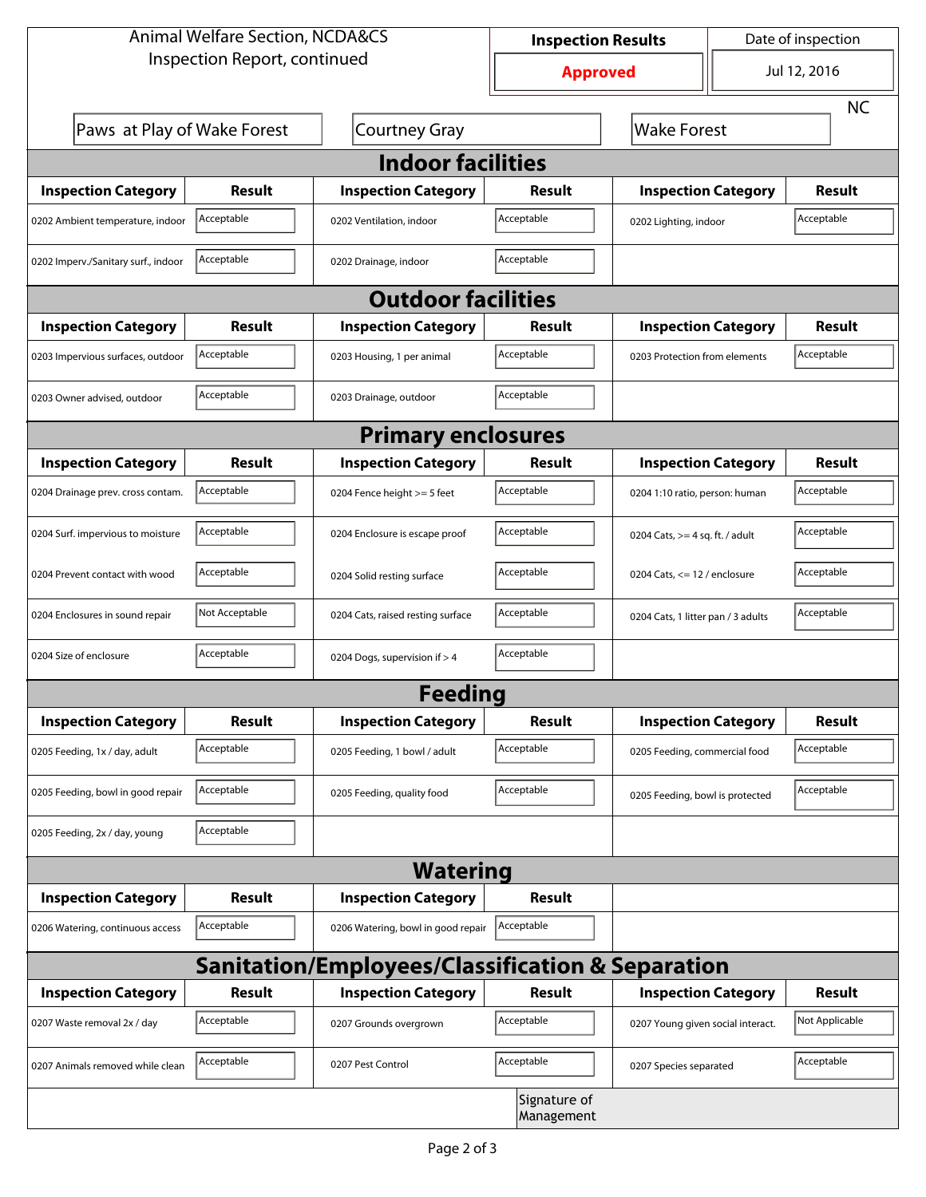Animal Welfare Section, NCDA&CS
Inspection Report, continued

| Inspection Results | Date of inspection |
|---|---|
| **Approved** | Jul 12, 2016 |

| | | | |
|---|---|---|---|
| Paws at Play of Wake Forest | Courtney Gray | Wake Forest | NC |

## Indoor facilities

| Inspection Category | Result | Inspection Category | Result | Inspection Category | Result |
|---|---|---|---|---|---|
| 0202 Ambient temperature, indoor | Acceptable | 0202 Ventilation, indoor | Acceptable | 0202 Lighting, indoor | Acceptable |
| 0202 Imperv./Sanitary surf., indoor | Acceptable | 0202 Drainage, indoor | Acceptable | | |

## Outdoor facilities

| Inspection Category | Result | Inspection Category | Result | Inspection Category | Result |
|---|---|---|---|---|---|
| 0203 Impervious surfaces, outdoor | Acceptable | 0203 Housing, 1 per animal | Acceptable | 0203 Protection from elements | Acceptable |
| 0203 Owner advised, outdoor | Acceptable | 0203 Drainage, outdoor | Acceptable | | |

## Primary enclosures

| Inspection Category | Result | Inspection Category | Result | Inspection Category | Result |
|---|---|---|---|---|---|
| 0204 Drainage prev. cross contam. | Acceptable | 0204 Fence height >= 5 feet | Acceptable | 0204 1:10 ratio, person: human | Acceptable |
| 0204 Surf. impervious to moisture | Acceptable | 0204 Enclosure is escape proof | Acceptable | 0204 Cats, >= 4 sq. ft. / adult | Acceptable |
| 0204 Prevent contact with wood | Acceptable | 0204 Solid resting surface | Acceptable | 0204 Cats, <= 12 / enclosure | Acceptable |
| 0204 Enclosures in sound repair | Not Acceptable | 0204 Cats, raised resting surface | Acceptable | 0204 Cats, 1 litter pan / 3 adults | Acceptable |
| 0204 Size of enclosure | Acceptable | 0204 Dogs, supervision if > 4 | Acceptable | | |

## Feeding

| Inspection Category | Result | Inspection Category | Result | Inspection Category | Result |
|---|---|---|---|---|---|
| 0205 Feeding, 1x / day, adult | Acceptable | 0205 Feeding, 1 bowl / adult | Acceptable | 0205 Feeding, commercial food | Acceptable |
| 0205 Feeding, bowl in good repair | Acceptable | 0205 Feeding, quality food | Acceptable | 0205 Feeding, bowl is protected | Acceptable |
| 0205 Feeding, 2x / day, young | Acceptable | | | | |

## Watering

| Inspection Category | Result | Inspection Category | Result |
|---|---|---|---|
| 0206 Watering, continuous access | Acceptable | 0206 Watering, bowl in good repair | Acceptable |

## Sanitation/Employees/Classification & Separation

| Inspection Category | Result | Inspection Category | Result | Inspection Category | Result |
|---|---|---|---|---|---|
| 0207 Waste removal 2x / day | Acceptable | 0207 Grounds overgrown | Acceptable | 0207 Young given social interact. | Not Applicable |
| 0207 Animals removed while clean | Acceptable | 0207 Pest Control | Acceptable | 0207 Species separated | Acceptable |

Signature of Management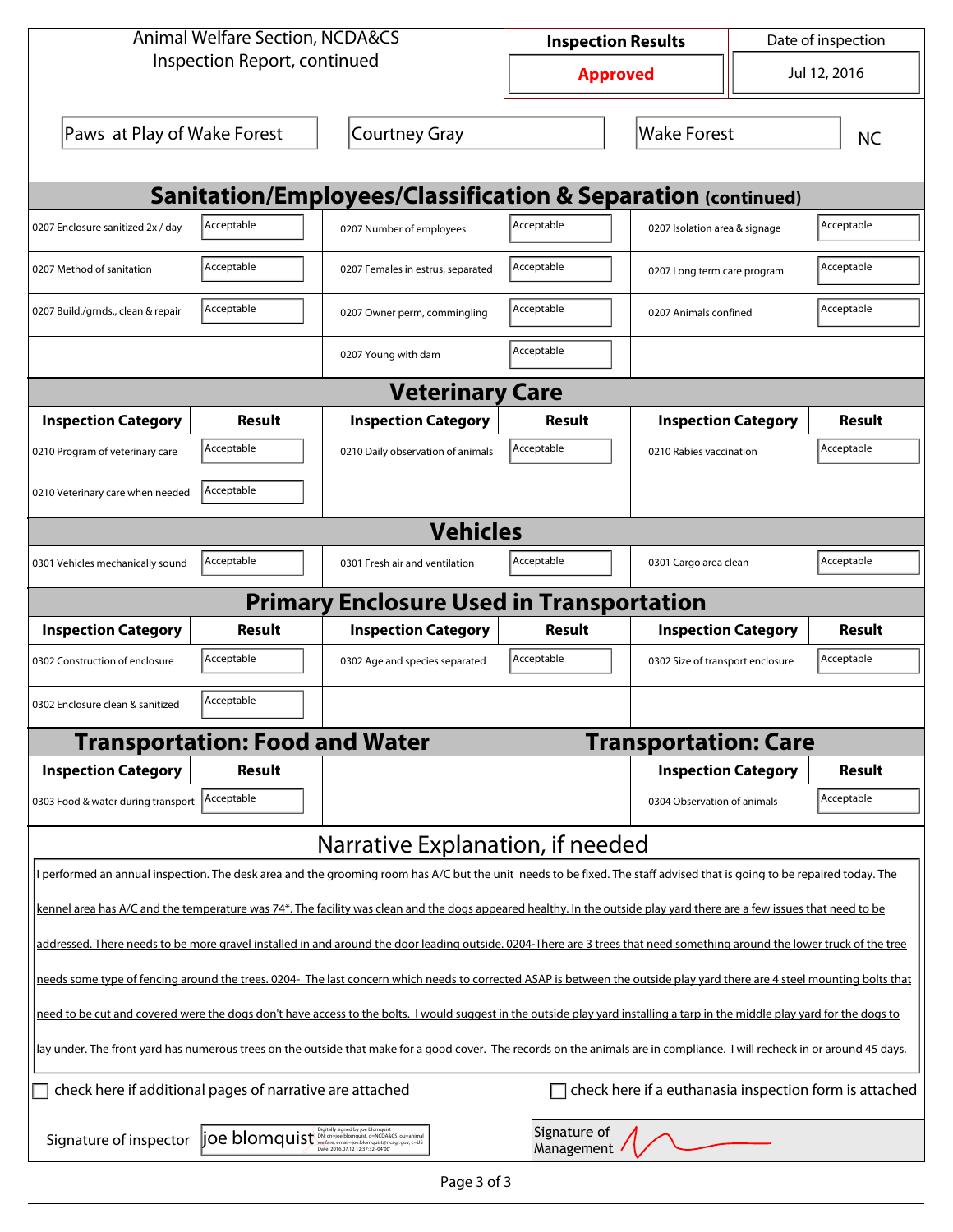Animal Welfare Section, NCDA&CS
Inspection Report, continued

| Inspection Results | Date of inspection |
| --- | --- |
| **Approved** | Jul 12, 2016 |

Paws at Play of Wake Forest | Courtney Gray | Wake Forest | NC

## Sanitation/Employees/Classification & Separation (continued)

| | | | | | |
| --- | --- | --- | --- | --- | --- |
| 0207 Enclosure sanitized 2x / day | Acceptable | 0207 Number of employees | Acceptable | 0207 Isolation area & signage | Acceptable |
| 0207 Method of sanitation | Acceptable | 0207 Females in estrus, separated | Acceptable | 0207 Long term care program | Acceptable |
| 0207 Build./grnds., clean & repair | Acceptable | 0207 Owner perm, commingling | Acceptable | 0207 Animals confined | Acceptable |
| | | 0207 Young with dam | Acceptable | | |

## Veterinary Care

| Inspection Category | Result | Inspection Category | Result | Inspection Category | Result |
| --- | --- | --- | --- | --- | --- |
| 0210 Program of veterinary care | Acceptable | 0210 Daily observation of animals | Acceptable | 0210 Rabies vaccination | Acceptable |
| 0210 Veterinary care when needed | Acceptable | | | | |

## Vehicles

| | | | | | |
| --- | --- | --- | --- | --- | --- |
| 0301 Vehicles mechanically sound | Acceptable | 0301 Fresh air and ventilation | Acceptable | 0301 Cargo area clean | Acceptable |

## Primary Enclosure Used in Transportation

| Inspection Category | Result | Inspection Category | Result | Inspection Category | Result |
| --- | --- | --- | --- | --- | --- |
| 0302 Construction of enclosure | Acceptable | 0302 Age and species separated | Acceptable | 0302 Size of transport enclosure | Acceptable |
| 0302 Enclosure clean & sanitized | Acceptable | | | | |

## Transportation: Food and Water / Transportation: Care

| Inspection Category | Result | | | Inspection Category | Result |
| --- | --- | --- | --- | --- | --- |
| 0303 Food & water during transport | Acceptable | | | 0304 Observation of animals | Acceptable |

## Narrative Explanation, if needed

I performed an annual inspection. The desk area and the grooming room has A/C but the unit needs to be fixed. The staff advised that is going to be repaired today. The kennel area has A/C and the temperature was 74*. The facility was clean and the dogs appeared healthy. In the outside play yard there are a few issues that need to be addressed. There needs to be more gravel installed in and around the door leading outside. 0204-There are 3 trees that need something around the lower truck of the tree needs some type of fencing around the trees. 0204- The last concern which needs to corrected ASAP is between the outside play yard there are 4 steel mounting bolts that need to be cut and covered were the dogs don't have access to the bolts. I would suggest in the outside play yard installing a tarp in the middle play yard for the dogs to lay under. The front yard has numerous trees on the outside that make for a good cover. The records on the animals are in compliance. I will recheck in or around 45 days.

☐ check here if additional pages of narrative are attached

☐ check here if a euthanasia inspection form is attached

Signature of inspector: joe blomquist (Digitally signed by joe blomquist DN: cn=joe blomquist, o=NCDA&CS, ou=animal welfare, email=joe.blomquist@ncagr.gov, c=US Date: 2016.07.12 12:37:32 -04'00')

Signature of Management: [signature]